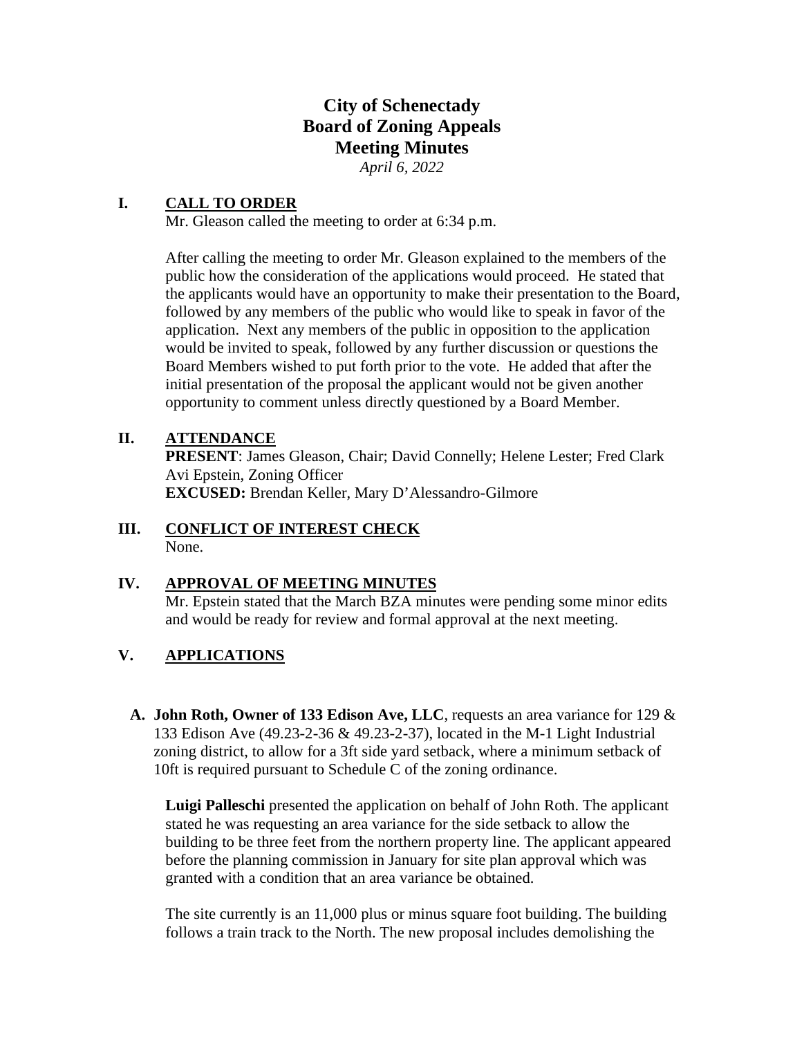# City of Schenectady
# Board of Zoning Appeals
# Meeting Minutes

*April 6, 2022*

## I. CALL TO ORDER

Mr. Gleason called the meeting to order at 6:34 p.m.

After calling the meeting to order Mr. Gleason explained to the members of the public how the consideration of the applications would proceed. He stated that the applicants would have an opportunity to make their presentation to the Board, followed by any members of the public who would like to speak in favor of the application. Next any members of the public in opposition to the application would be invited to speak, followed by any further discussion or questions the Board Members wished to put forth prior to the vote. He added that after the initial presentation of the proposal the applicant would not be given another opportunity to comment unless directly questioned by a Board Member.

## II. ATTENDANCE

**PRESENT**: James Gleason, Chair; David Connelly; Helene Lester; Fred Clark
Avi Epstein, Zoning Officer
**EXCUSED:** Brendan Keller, Mary D'Alessandro-Gilmore

## III. CONFLICT OF INTEREST CHECK

None.

## IV. APPROVAL OF MEETING MINUTES

Mr. Epstein stated that the March BZA minutes were pending some minor edits and would be ready for review and formal approval at the next meeting.

## V. APPLICATIONS

**A. John Roth, Owner of 133 Edison Ave, LLC**, requests an area variance for 129 & 133 Edison Ave (49.23-2-36 & 49.23-2-37), located in the M-1 Light Industrial zoning district, to allow for a 3ft side yard setback, where a minimum setback of 10ft is required pursuant to Schedule C of the zoning ordinance.

**Luigi Palleschi** presented the application on behalf of John Roth. The applicant stated he was requesting an area variance for the side setback to allow the building to be three feet from the northern property line. The applicant appeared before the planning commission in January for site plan approval which was granted with a condition that an area variance be obtained.

The site currently is an 11,000 plus or minus square foot building. The building follows a train track to the North. The new proposal includes demolishing the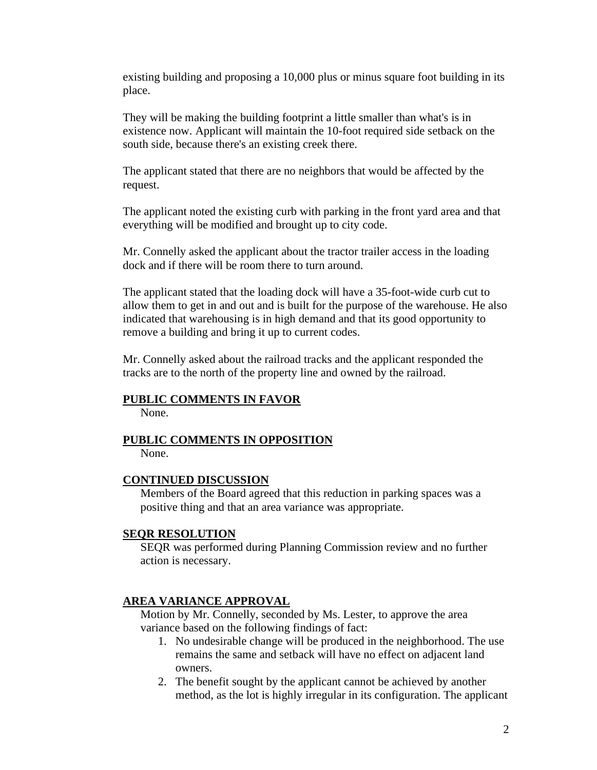existing building and proposing a 10,000 plus or minus square foot building in its place.

They will be making the building footprint a little smaller than what's is in existence now. Applicant will maintain the 10-foot required side setback on the south side, because there's an existing creek there.

The applicant stated that there are no neighbors that would be affected by the request.

The applicant noted the existing curb with parking in the front yard area and that everything will be modified and brought up to city code.

Mr. Connelly asked the applicant about the tractor trailer access in the loading dock and if there will be room there to turn around.

The applicant stated that the loading dock will have a 35-foot-wide curb cut to allow them to get in and out and is built for the purpose of the warehouse. He also indicated that warehousing is in high demand and that its good opportunity to remove a building and bring it up to current codes.

Mr. Connelly asked about the railroad tracks and the applicant responded the tracks are to the north of the property line and owned by the railroad.

**PUBLIC COMMENTS IN FAVOR**

None.

**PUBLIC COMMENTS IN OPPOSITION**

None.

**CONTINUED DISCUSSION**

Members of the Board agreed that this reduction in parking spaces was a positive thing and that an area variance was appropriate.

**SEQR RESOLUTION**

SEQR was performed during Planning Commission review and no further action is necessary.

**AREA VARIANCE APPROVAL**

Motion by Mr. Connelly, seconded by Ms. Lester, to approve the area variance based on the following findings of fact:

1. No undesirable change will be produced in the neighborhood. The use remains the same and setback will have no effect on adjacent land owners.
2. The benefit sought by the applicant cannot be achieved by another method, as the lot is highly irregular in its configuration. The applicant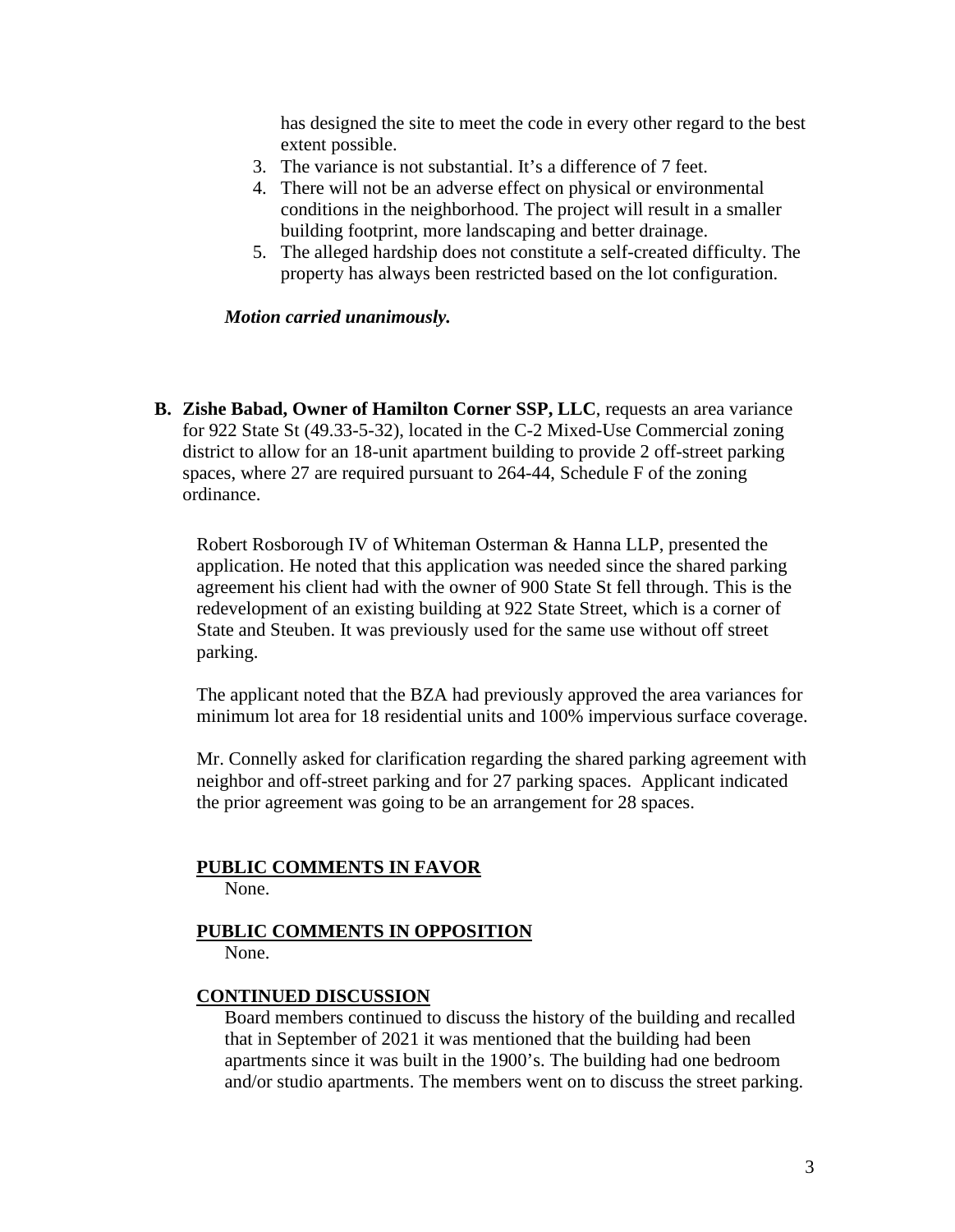has designed the site to meet the code in every other regard to the best extent possible.

3. The variance is not substantial. It's a difference of 7 feet.
4. There will not be an adverse effect on physical or environmental conditions in the neighborhood. The project will result in a smaller building footprint, more landscaping and better drainage.
5. The alleged hardship does not constitute a self-created difficulty. The property has always been restricted based on the lot configuration.

***Motion carried unanimously.***

**B. Zishe Babad, Owner of Hamilton Corner SSP, LLC**, requests an area variance for 922 State St (49.33-5-32), located in the C-2 Mixed-Use Commercial zoning district to allow for an 18-unit apartment building to provide 2 off-street parking spaces, where 27 are required pursuant to 264-44, Schedule F of the zoning ordinance.

Robert Rosborough IV of Whiteman Osterman & Hanna LLP, presented the application. He noted that this application was needed since the shared parking agreement his client had with the owner of 900 State St fell through. This is the redevelopment of an existing building at 922 State Street, which is a corner of State and Steuben. It was previously used for the same use without off street parking.

The applicant noted that the BZA had previously approved the area variances for minimum lot area for 18 residential units and 100% impervious surface coverage.

Mr. Connelly asked for clarification regarding the shared parking agreement with neighbor and off-street parking and for 27 parking spaces. Applicant indicated the prior agreement was going to be an arrangement for 28 spaces.

**PUBLIC COMMENTS IN FAVOR**

None.

**PUBLIC COMMENTS IN OPPOSITION**

None.

**CONTINUED DISCUSSION**

Board members continued to discuss the history of the building and recalled that in September of 2021 it was mentioned that the building had been apartments since it was built in the 1900's. The building had one bedroom and/or studio apartments. The members went on to discuss the street parking.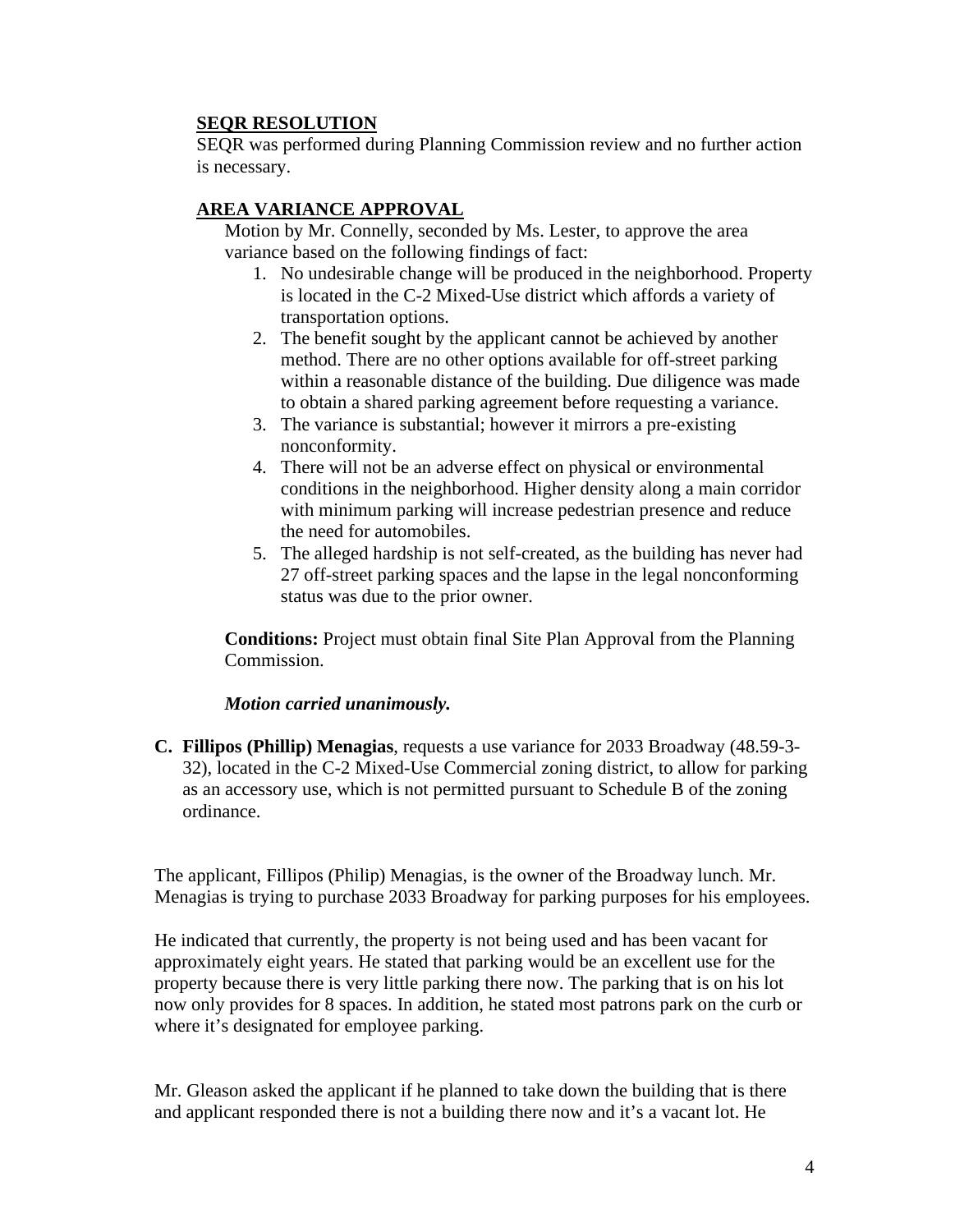**SEQR RESOLUTION**

SEQR was performed during Planning Commission review and no further action is necessary.

**AREA VARIANCE APPROVAL**

Motion by Mr. Connelly, seconded by Ms. Lester, to approve the area variance based on the following findings of fact:

1. No undesirable change will be produced in the neighborhood. Property is located in the C-2 Mixed-Use district which affords a variety of transportation options.
2. The benefit sought by the applicant cannot be achieved by another method. There are no other options available for off-street parking within a reasonable distance of the building. Due diligence was made to obtain a shared parking agreement before requesting a variance.
3. The variance is substantial; however it mirrors a pre-existing nonconformity.
4. There will not be an adverse effect on physical or environmental conditions in the neighborhood. Higher density along a main corridor with minimum parking will increase pedestrian presence and reduce the need for automobiles.
5. The alleged hardship is not self-created, as the building has never had 27 off-street parking spaces and the lapse in the legal nonconforming status was due to the prior owner.

**Conditions:** Project must obtain final Site Plan Approval from the Planning Commission.

***Motion carried unanimously.***

**C. Fillipos (Phillip) Menagias**, requests a use variance for 2033 Broadway (48.59-3-32), located in the C-2 Mixed-Use Commercial zoning district, to allow for parking as an accessory use, which is not permitted pursuant to Schedule B of the zoning ordinance.

The applicant, Fillipos (Philip) Menagias, is the owner of the Broadway lunch. Mr. Menagias is trying to purchase 2033 Broadway for parking purposes for his employees.

He indicated that currently, the property is not being used and has been vacant for approximately eight years. He stated that parking would be an excellent use for the property because there is very little parking there now. The parking that is on his lot now only provides for 8 spaces. In addition, he stated most patrons park on the curb or where it's designated for employee parking.

Mr. Gleason asked the applicant if he planned to take down the building that is there and applicant responded there is not a building there now and it's a vacant lot. He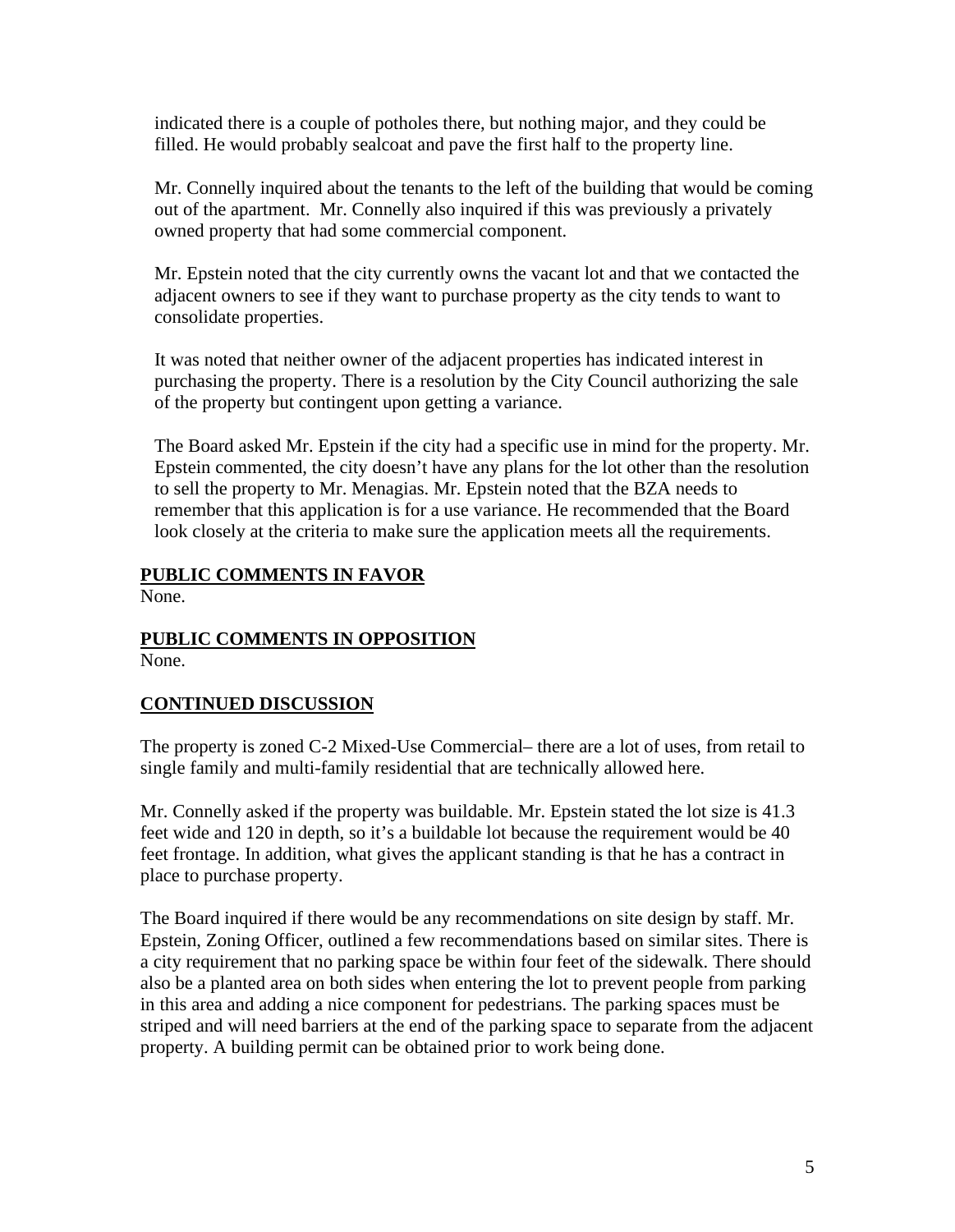indicated there is a couple of potholes there, but nothing major, and they could be filled. He would probably sealcoat and pave the first half to the property line.

Mr. Connelly inquired about the tenants to the left of the building that would be coming out of the apartment. Mr. Connelly also inquired if this was previously a privately owned property that had some commercial component.

Mr. Epstein noted that the city currently owns the vacant lot and that we contacted the adjacent owners to see if they want to purchase property as the city tends to want to consolidate properties.

It was noted that neither owner of the adjacent properties has indicated interest in purchasing the property. There is a resolution by the City Council authorizing the sale of the property but contingent upon getting a variance.

The Board asked Mr. Epstein if the city had a specific use in mind for the property. Mr. Epstein commented, the city doesn't have any plans for the lot other than the resolution to sell the property to Mr. Menagias. Mr. Epstein noted that the BZA needs to remember that this application is for a use variance. He recommended that the Board look closely at the criteria to make sure the application meets all the requirements.

**PUBLIC COMMENTS IN FAVOR**

None.

**PUBLIC COMMENTS IN OPPOSITION**

None.

**CONTINUED DISCUSSION**

The property is zoned C-2 Mixed-Use Commercial– there are a lot of uses, from retail to single family and multi-family residential that are technically allowed here.

Mr. Connelly asked if the property was buildable. Mr. Epstein stated the lot size is 41.3 feet wide and 120 in depth, so it's a buildable lot because the requirement would be 40 feet frontage. In addition, what gives the applicant standing is that he has a contract in place to purchase property.

The Board inquired if there would be any recommendations on site design by staff. Mr. Epstein, Zoning Officer, outlined a few recommendations based on similar sites. There is a city requirement that no parking space be within four feet of the sidewalk. There should also be a planted area on both sides when entering the lot to prevent people from parking in this area and adding a nice component for pedestrians. The parking spaces must be striped and will need barriers at the end of the parking space to separate from the adjacent property. A building permit can be obtained prior to work being done.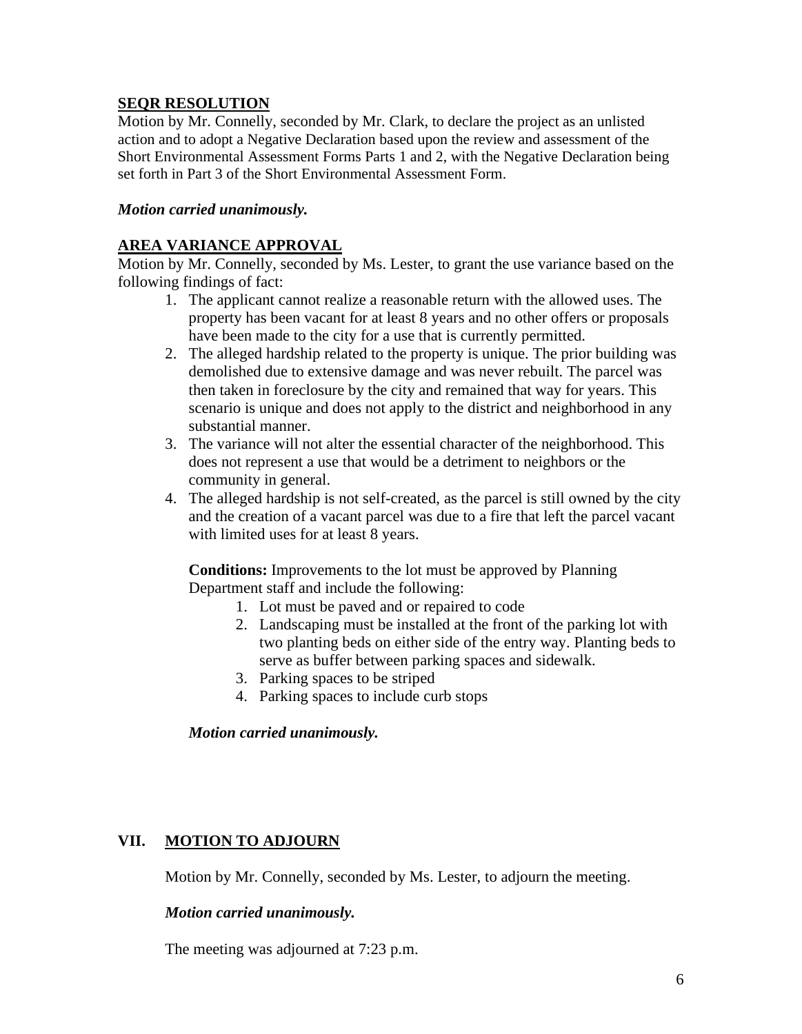**SEQR RESOLUTION**

Motion by Mr. Connelly, seconded by Mr. Clark, to declare the project as an unlisted action and to adopt a Negative Declaration based upon the review and assessment of the Short Environmental Assessment Forms Parts 1 and 2, with the Negative Declaration being set forth in Part 3 of the Short Environmental Assessment Form.

***Motion carried unanimously.***

**AREA VARIANCE APPROVAL**

Motion by Mr. Connelly, seconded by Ms. Lester, to grant the use variance based on the following findings of fact:

1. The applicant cannot realize a reasonable return with the allowed uses. The property has been vacant for at least 8 years and no other offers or proposals have been made to the city for a use that is currently permitted.
2. The alleged hardship related to the property is unique. The prior building was demolished due to extensive damage and was never rebuilt. The parcel was then taken in foreclosure by the city and remained that way for years. This scenario is unique and does not apply to the district and neighborhood in any substantial manner.
3. The variance will not alter the essential character of the neighborhood. This does not represent a use that would be a detriment to neighbors or the community in general.
4. The alleged hardship is not self-created, as the parcel is still owned by the city and the creation of a vacant parcel was due to a fire that left the parcel vacant with limited uses for at least 8 years.

**Conditions:** Improvements to the lot must be approved by Planning Department staff and include the following:

1. Lot must be paved and or repaired to code
2. Landscaping must be installed at the front of the parking lot with two planting beds on either side of the entry way. Planting beds to serve as buffer between parking spaces and sidewalk.
3. Parking spaces to be striped
4. Parking spaces to include curb stops

***Motion carried unanimously.***

## VII. MOTION TO ADJOURN

Motion by Mr. Connelly, seconded by Ms. Lester, to adjourn the meeting.

***Motion carried unanimously.***

The meeting was adjourned at 7:23 p.m.